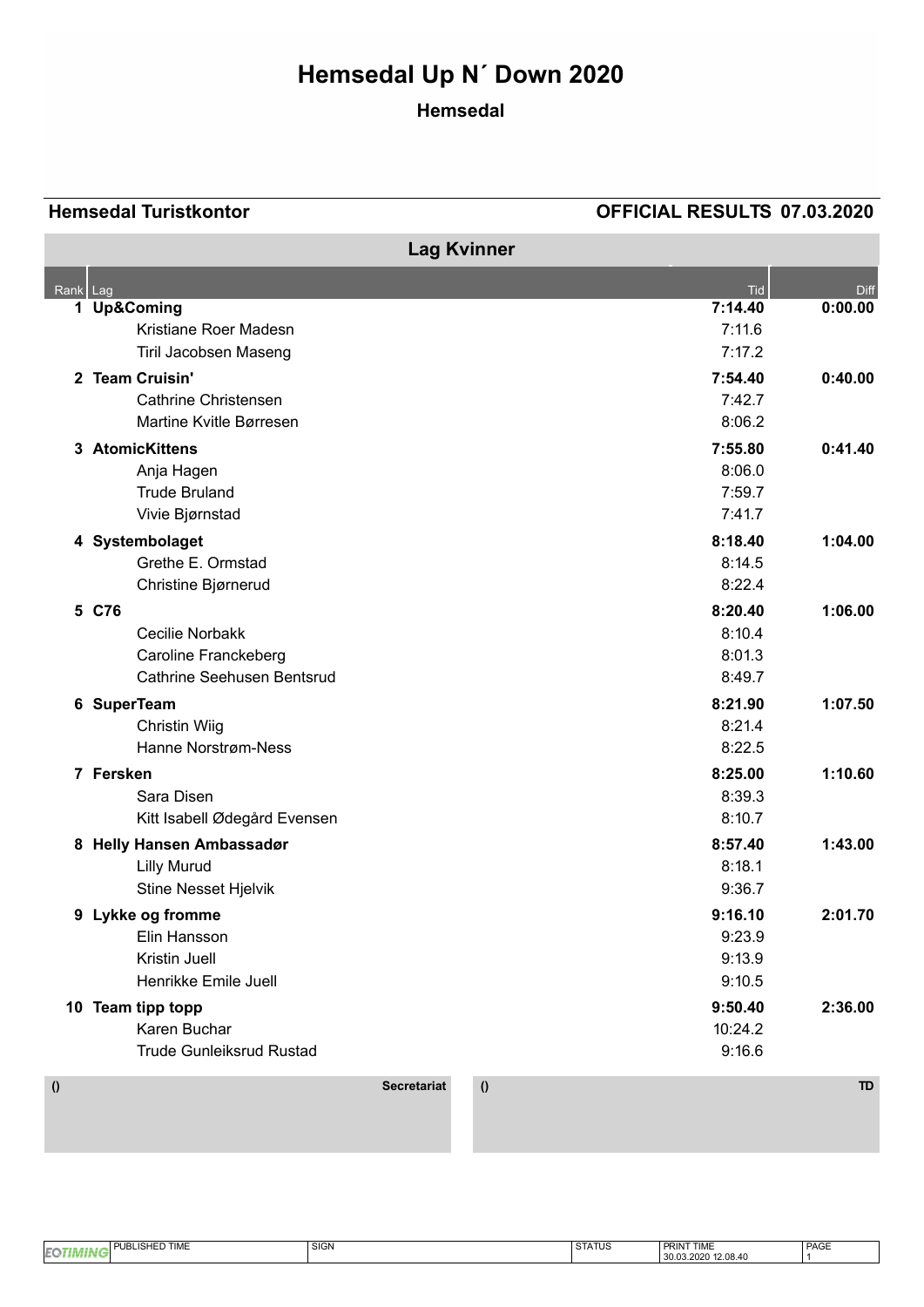# Hemsedal Up N´ Down 2020

## Hemsedal

**Hemsedal Turistkontor** **OFFICIAL RESULTS 07.03.2020**

### Lag Kvinner

| Rank | Lag | Tid | Diff |
|---|---|---|---|
| 1 | **Up&Coming** | **7:14.40** | **0:00.00** |
| | Kristiane Roer Madesn | 7:11.6 | |
| | Tiril Jacobsen Maseng | 7:17.2 | |
| 2 | **Team Cruisin'** | **7:54.40** | **0:40.00** |
| | Cathrine Christensen | 7:42.7 | |
| | Martine Kvitle Børresen | 8:06.2 | |
| 3 | **AtomicKittens** | **7:55.80** | **0:41.40** |
| | Anja Hagen | 8:06.0 | |
| | Trude Bruland | 7:59.7 | |
| | Vivie Bjørnstad | 7:41.7 | |
| 4 | **Systembolaget** | **8:18.40** | **1:04.00** |
| | Grethe E. Ormstad | 8:14.5 | |
| | Christine Bjørnerud | 8:22.4 | |
| 5 | **C76** | **8:20.40** | **1:06.00** |
| | Cecilie Norbakk | 8:10.4 | |
| | Caroline Franckeberg | 8:01.3 | |
| | Cathrine Seehusen Bentsrud | 8:49.7 | |
| 6 | **SuperTeam** | **8:21.90** | **1:07.50** |
| | Christin Wiig | 8:21.4 | |
| | Hanne Norstrøm-Ness | 8:22.5 | |
| 7 | **Fersken** | **8:25.00** | **1:10.60** |
| | Sara Disen | 8:39.3 | |
| | Kitt Isabell Ødegård Evensen | 8:10.7 | |
| 8 | **Helly Hansen Ambassadør** | **8:57.40** | **1:43.00** |
| | Lilly Murud | 8:18.1 | |
| | Stine Nesset Hjelvik | 9:36.7 | |
| 9 | **Lykke og fromme** | **9:16.10** | **2:01.70** |
| | Elin Hansson | 9:23.9 | |
| | Kristin Juell | 9:13.9 | |
| | Henrikke Emile Juell | 9:10.5 | |
| 10 | **Team tipp topp** | **9:50.40** | **2:36.00** |
| | Karen Buchar | 10:24.2 | |
| | Trude Gunleiksrud Rustad | 9:16.6 | |

| () | Secretariat | () | TD |
|---|---|---|---|

| EQTIMING | PUBLISHED TIME | SIGN | STATUS | PRINT TIME | PAGE |
|---|---|---|---|---|---|
| | | | | 30.03.2020 12.08.40 | 1 |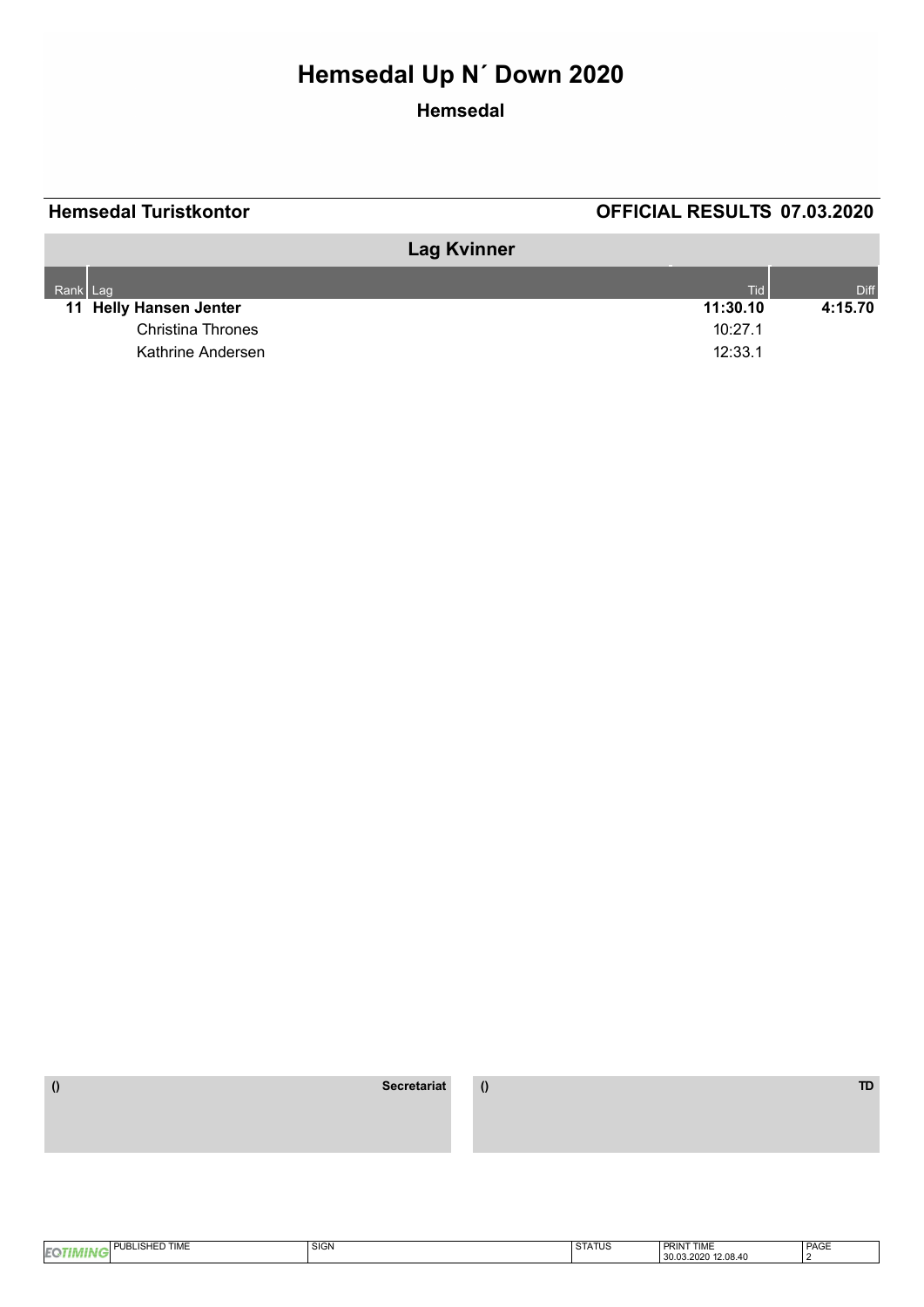# Hemsedal Up N´ Down 2020

**Hemsedal**

**Hemsedal Turistkontor** **OFFICIAL RESULTS 07.03.2020**

## Lag Kvinner

| Rank | Lag | Tid | Diff |
| --- | --- | --- | --- |
| **11** | **Helly Hansen Jenter** | **11:30.10** | **4:15.70** |
| | Christina Thrones | 10:27.1 | |
| | Kathrine Andersen | 12:33.1 | |

| () | Secretariat | () | TD |
| --- | --- | --- | --- |
| | | | |

| PUBLISHED TIME | SIGN | STATUS | PRINT TIME | PAGE |
| --- | --- | --- | --- | --- |
| | | | 30.03.2020 12.08.40 | 2 |